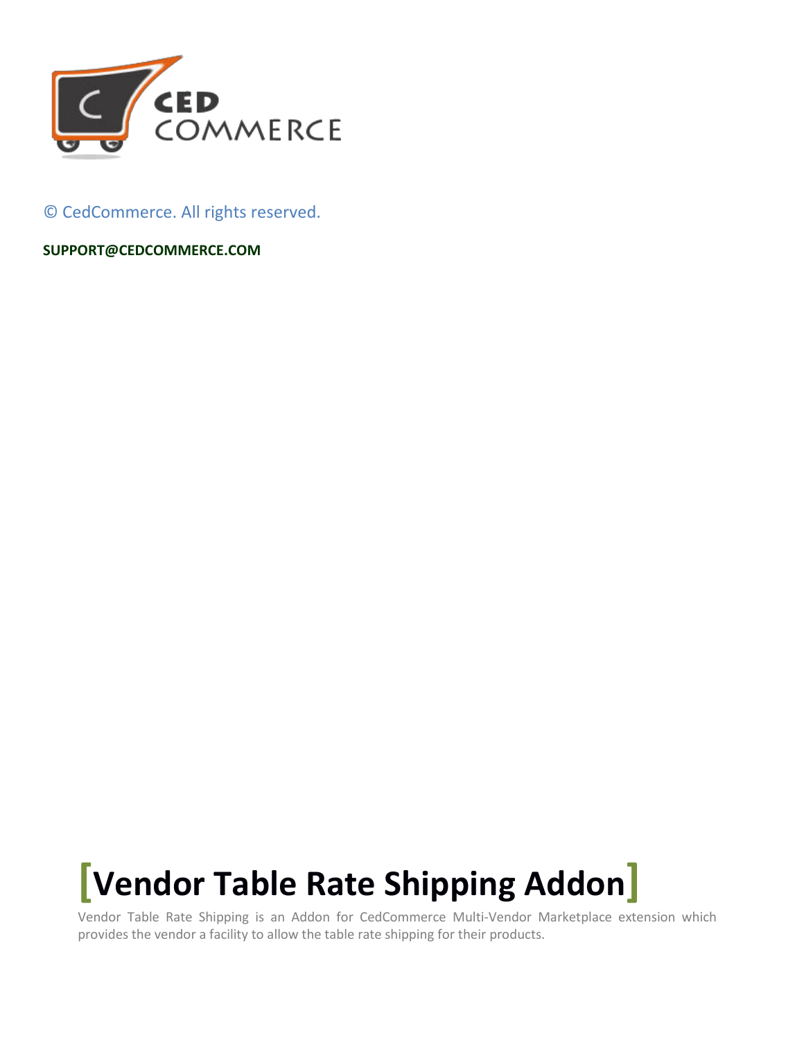© CedCommerce. All rights reserved.

**SUPPORT@CEDCOMMERCE.COM**

# [Vendor Table Rate Shipping Addon]

Vendor Table Rate Shipping is an Addon for CedCommerce Multi-Vendor Marketplace extension which provides the vendor a facility to allow the table rate shipping for their products.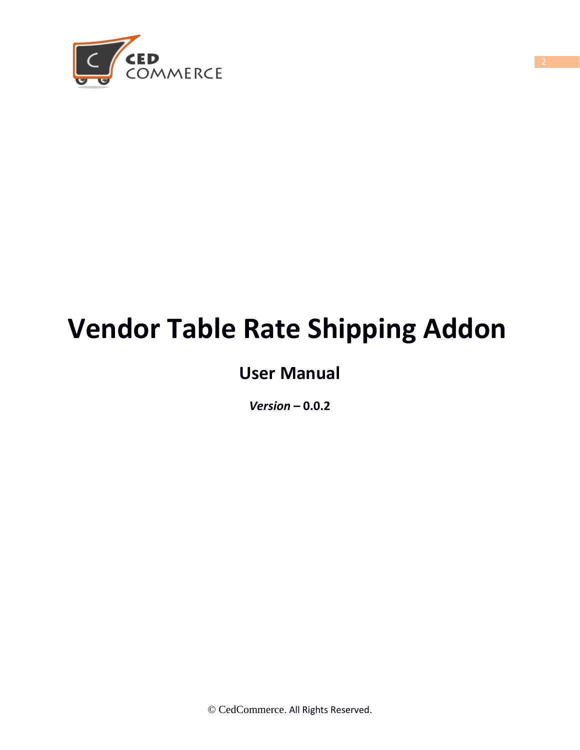# Vendor Table Rate Shipping Addon

## User Manual

***Version* – 0.0.2**

© CedCommerce. All Rights Reserved.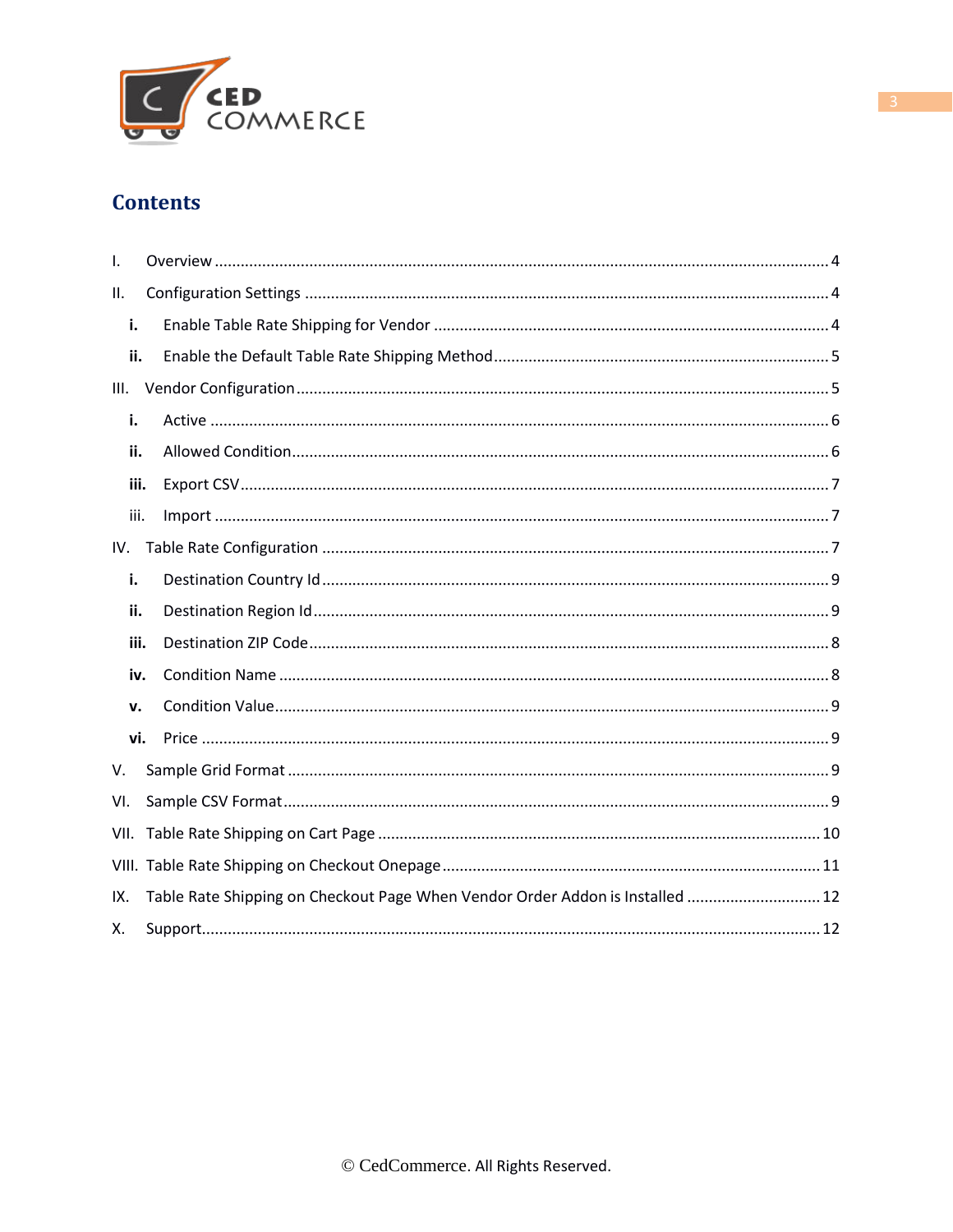# Contents

I. Overview ........................................................................................................................................ 4

II. Configuration Settings ..................................................................................................................... 4

**i.** Enable Table Rate Shipping for Vendor ........................................................................................ 4

**ii.** Enable the Default Table Rate Shipping Method ............................................................................ 5

III. Vendor Configuration ...................................................................................................................... 5

**i.** Active .......................................................................................................................................... 6

**ii.** Allowed Condition ........................................................................................................................ 6

**iii.** Export CSV ................................................................................................................................... 7

iii. Import ........................................................................................................................................ 7

IV. Table Rate Configuration ................................................................................................................ 7

**i.** Destination Country Id ................................................................................................................. 9

**ii.** Destination Region Id ................................................................................................................... 9

**iii.** Destination ZIP Code .................................................................................................................... 8

**iv.** Condition Name ........................................................................................................................... 8

**v.** Condition Value ............................................................................................................................ 9

**vi.** Price ........................................................................................................................................... 9

V. Sample Grid Format ......................................................................................................................... 9

VI. Sample CSV Format ........................................................................................................................ 9

VII. Table Rate Shipping on Cart Page ................................................................................................. 10

VIII. Table Rate Shipping on Checkout Onepage .................................................................................. 11

IX. Table Rate Shipping on Checkout Page When Vendor Order Addon is Installed ................................. 12

X. Support ........................................................................................................................................ 12

© CedCommerce. All Rights Reserved.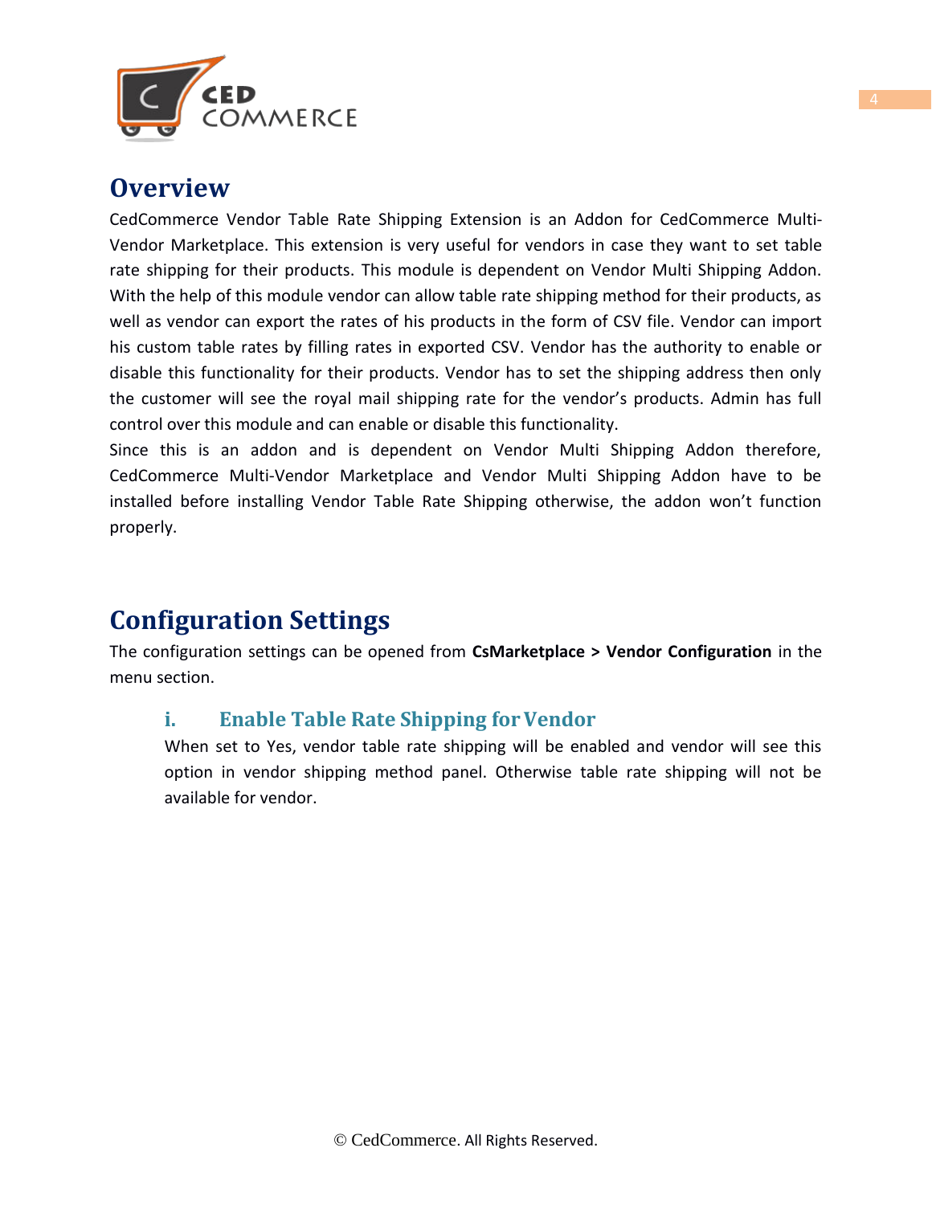# Overview

CedCommerce Vendor Table Rate Shipping Extension is an Addon for CedCommerce Multi-Vendor Marketplace. This extension is very useful for vendors in case they want to set table rate shipping for their products. This module is dependent on Vendor Multi Shipping Addon. With the help of this module vendor can allow table rate shipping method for their products, as well as vendor can export the rates of his products in the form of CSV file. Vendor can import his custom table rates by filling rates in exported CSV. Vendor has the authority to enable or disable this functionality for their products. Vendor has to set the shipping address then only the customer will see the royal mail shipping rate for the vendor's products. Admin has full control over this module and can enable or disable this functionality.

Since this is an addon and is dependent on Vendor Multi Shipping Addon therefore, CedCommerce Multi-Vendor Marketplace and Vendor Multi Shipping Addon have to be installed before installing Vendor Table Rate Shipping otherwise, the addon won't function properly.

# Configuration Settings

The configuration settings can be opened from **CsMarketplace > Vendor Configuration** in the menu section.

## i. Enable Table Rate Shipping for Vendor

When set to Yes, vendor table rate shipping will be enabled and vendor will see this option in vendor shipping method panel. Otherwise table rate shipping will not be available for vendor.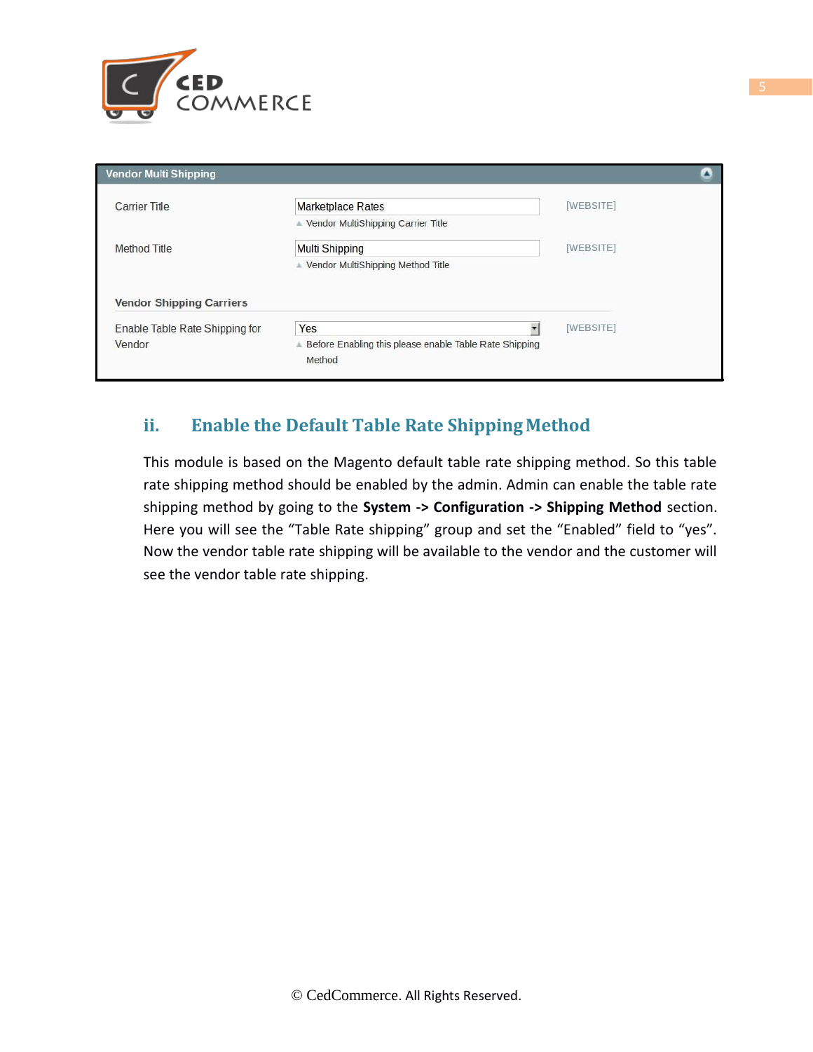**Vendor Multi Shipping**

| | | |
|---|---|---|
| Carrier Title | Marketplace Rates<br>▲ Vendor MultiShipping Carrier Title | [WEBSITE] |
| Method Title | Multi Shipping<br>▲ Vendor MultiShipping Method Title | [WEBSITE] |

**Vendor Shipping Carriers**

| | | |
|---|---|---|
| Enable Table Rate Shipping for Vendor | Yes<br>▲ Before Enabling this please enable Table Rate Shipping Method | [WEBSITE] |

### ii. Enable the Default Table Rate Shipping Method

This module is based on the Magento default table rate shipping method. So this table rate shipping method should be enabled by the admin. Admin can enable the table rate shipping method by going to the **System -> Configuration -> Shipping Method** section. Here you will see the “Table Rate shipping” group and set the “Enabled” field to “yes”. Now the vendor table rate shipping will be available to the vendor and the customer will see the vendor table rate shipping.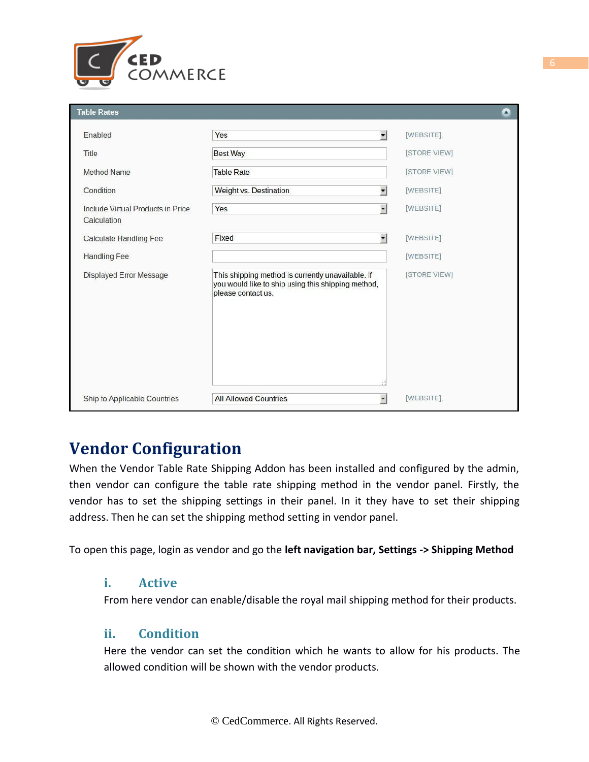**Table Rates**

| | | |
|---|---|---|
| Enabled | Yes | [WEBSITE] |
| Title | Best Way | [STORE VIEW] |
| Method Name | Table Rate | [STORE VIEW] |
| Condition | Weight vs. Destination | [WEBSITE] |
| Include Virtual Products in Price Calculation | Yes | [WEBSITE] |
| Calculate Handling Fee | Fixed | [WEBSITE] |
| Handling Fee | | [WEBSITE] |
| Displayed Error Message | This shipping method is currently unavailable. If you would like to ship using this shipping method, please contact us. | [STORE VIEW] |
| Ship to Applicable Countries | All Allowed Countries | [WEBSITE] |

# Vendor Configuration

When the Vendor Table Rate Shipping Addon has been installed and configured by the admin, then vendor can configure the table rate shipping method in the vendor panel. Firstly, the vendor has to set the shipping settings in their panel. In it they have to set their shipping address. Then he can set the shipping method setting in vendor panel.

To open this page, login as vendor and go the **left navigation bar, Settings -> Shipping Method**

### i. Active

From here vendor can enable/disable the royal mail shipping method for their products.

### ii. Condition

Here the vendor can set the condition which he wants to allow for his products. The allowed condition will be shown with the vendor products.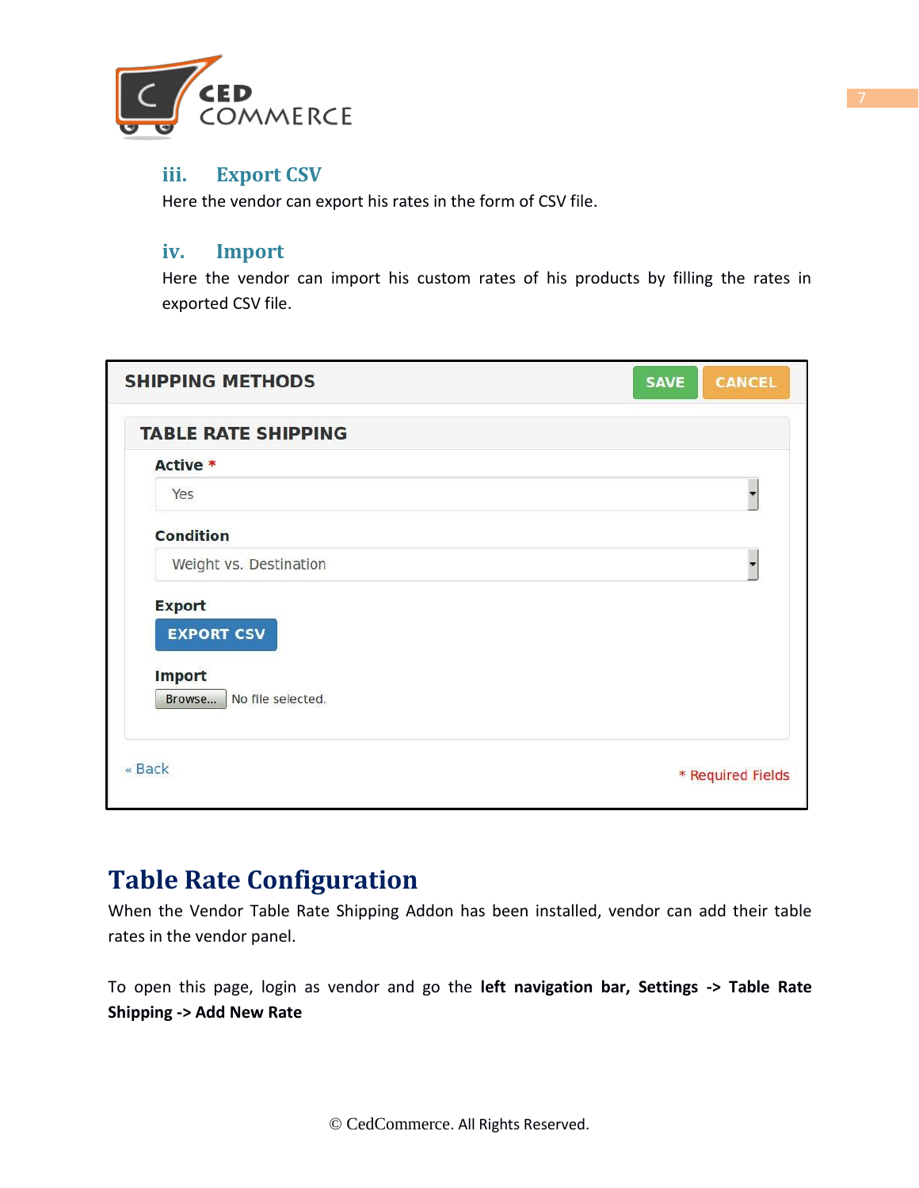### iii. Export CSV

Here the vendor can export his rates in the form of CSV file.

### iv. Import

Here the vendor can import his custom rates of his products by filling the rates in exported CSV file.

SHIPPING METHODS SAVE CANCEL

TABLE RATE SHIPPING

Active *

Yes

Condition

Weight vs. Destination

Export

EXPORT CSV

Import

Browse... No file selected.

« Back

* Required Fields

# Table Rate Configuration

When the Vendor Table Rate Shipping Addon has been installed, vendor can add their table rates in the vendor panel.

To open this page, login as vendor and go the **left navigation bar, Settings -> Table Rate Shipping -> Add New Rate**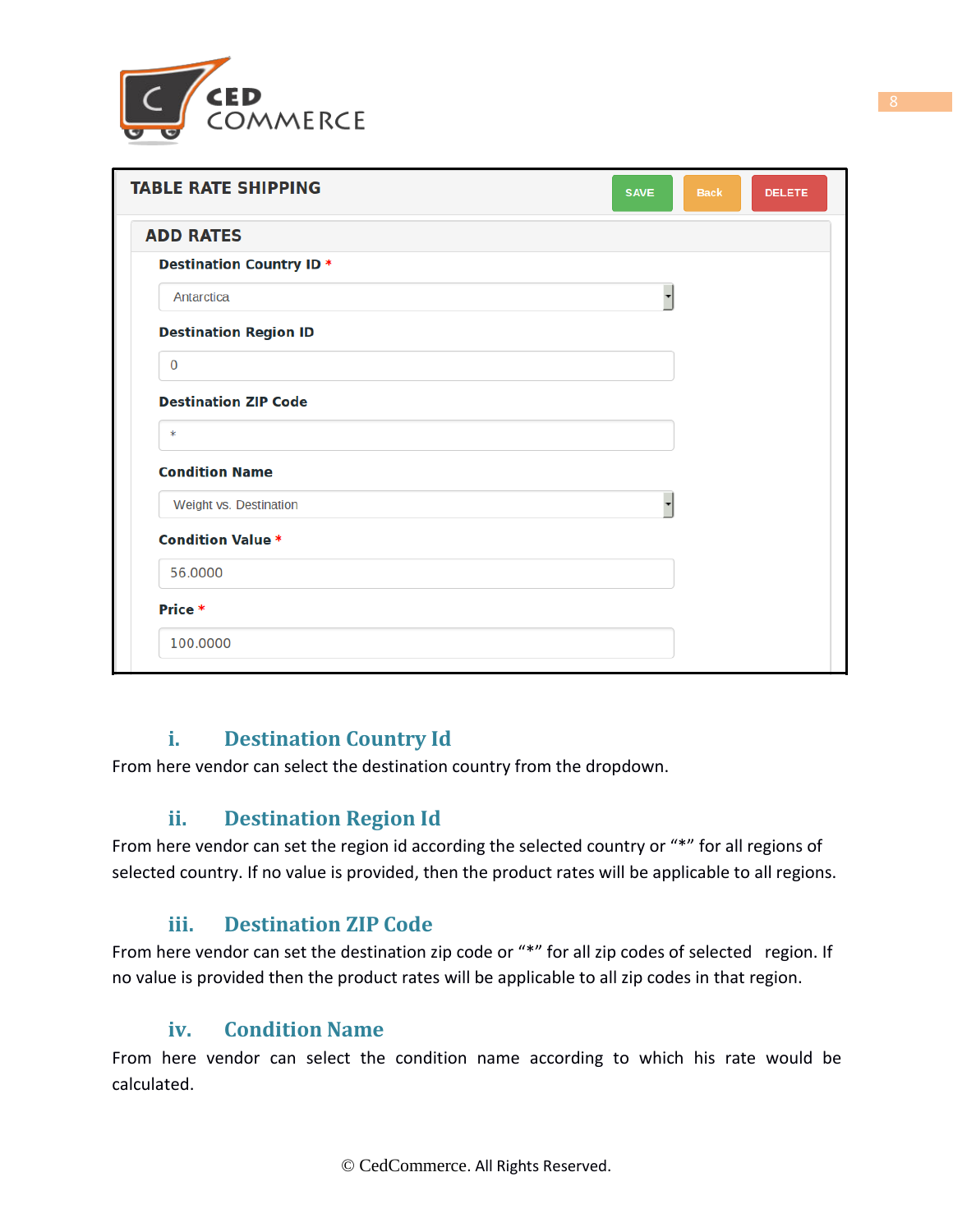TABLE RATE SHIPPING

SAVE | Back | DELETE

ADD RATES

**Destination Country ID** *

Antarctica

**Destination Region ID**

0

**Destination ZIP Code**

*

**Condition Name**

Weight vs. Destination

**Condition Value** *

56.0000

**Price** *

100.0000

## i. Destination Country Id

From here vendor can select the destination country from the dropdown.

## ii. Destination Region Id

From here vendor can set the region id according the selected country or "*" for all regions of selected country. If no value is provided, then the product rates will be applicable to all regions.

## iii. Destination ZIP Code

From here vendor can set the destination zip code or "*" for all zip codes of selected region. If no value is provided then the product rates will be applicable to all zip codes in that region.

## iv. Condition Name

From here vendor can select the condition name according to which his rate would be calculated.

© CedCommerce. All Rights Reserved.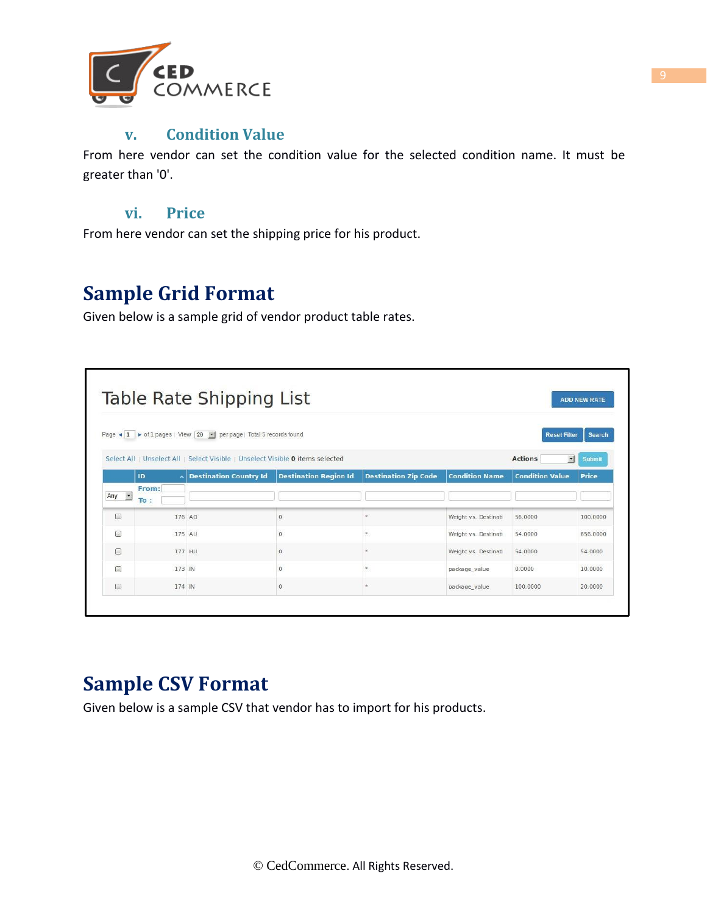### v. Condition Value

From here vendor can set the condition value for the selected condition name. It must be greater than '0'.

### vi. Price

From here vendor can set the shipping price for his product.

## Sample Grid Format

Given below is a sample grid of vendor product table rates.

**Table Rate Shipping List**

ADD NEW RATE

Page 1 of 1 pages | View 20 per page | Total 5 records found

Reset Filter | Search

Select All | Unselect All | Select Visible | Unselect Visible 0 items selected

Actions | Submit

| | ID | Destination Country Id | Destination Region Id | Destination Zip Code | Condition Name | Condition Value | Price |
|---|---|---|---|---|---|---|---|
| | 176 | AO | 0 | * | Weight vs. Destinati | 56.0000 | 100.0000 |
| | 175 | AU | 0 | * | Weight vs. Destinati | 54.0000 | 656.0000 |
| | 177 | HU | 0 | * | Weight vs. Destinati | 54.0000 | 54.0000 |
| | 173 | IN | 0 | * | package_value | 0.0000 | 10.0000 |
| | 174 | IN | 0 | * | package_value | 100.0000 | 20.0000 |

## Sample CSV Format

Given below is a sample CSV that vendor has to import for his products.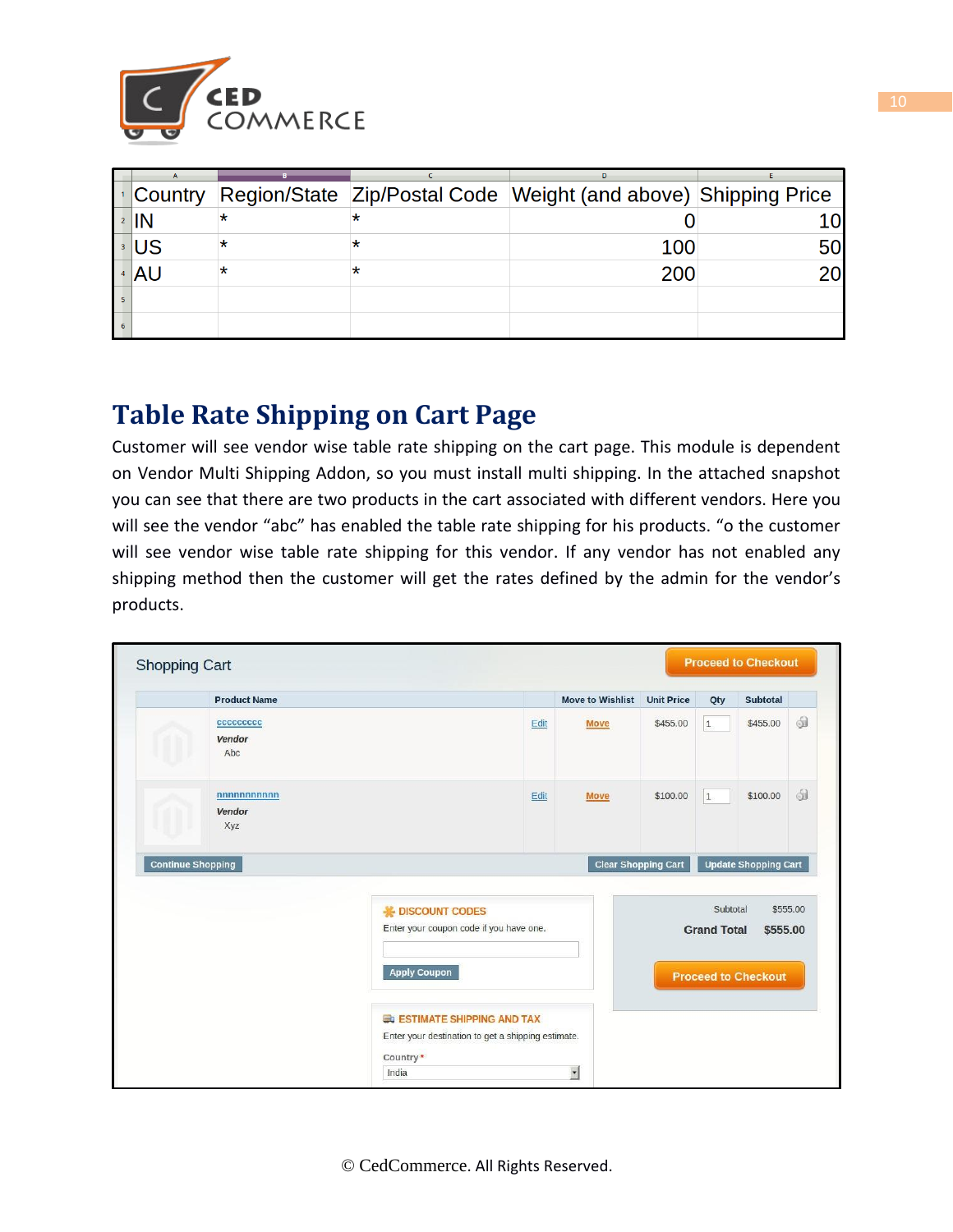| Country | Region/State | Zip/Postal Code | Weight (and above) | Shipping Price |
|---|---|---|---|---|
| IN | * | * | 0 | 10 |
| US | * | * | 100 | 50 |
| AU | * | * | 200 | 20 |

## Table Rate Shipping on Cart Page

Customer will see vendor wise table rate shipping on the cart page. This module is dependent on Vendor Multi Shipping Addon, so you must install multi shipping. In the attached snapshot you can see that there are two products in the cart associated with different vendors. Here you will see the vendor "abc" has enabled the table rate shipping for his products. "o the customer will see vendor wise table rate shipping for this vendor. If any vendor has not enabled any shipping method then the customer will get the rates defined by the admin for the vendor's products.

Shopping Cart

Proceed to Checkout

| | Product Name | | Move to Wishlist | Unit Price | Qty | Subtotal | |
|---|---|---|---|---|---|---|---|
| | cccccccc<br>*Vendor*<br>Abc | Edit | Move | $455.00 | 1 | $455.00 | |
| | nnnnnnnnnn<br>*Vendor*<br>Xyz | Edit | Move | $100.00 | 1 | $100.00 | |

Continue Shopping | Clear Shopping Cart | Update Shopping Cart

DISCOUNT CODES

Enter your coupon code if you have one.

Apply Coupon

ESTIMATE SHIPPING AND TAX

Enter your destination to get a shipping estimate.

Country *

India

Subtotal $555.00

**Grand Total $555.00**

Proceed to Checkout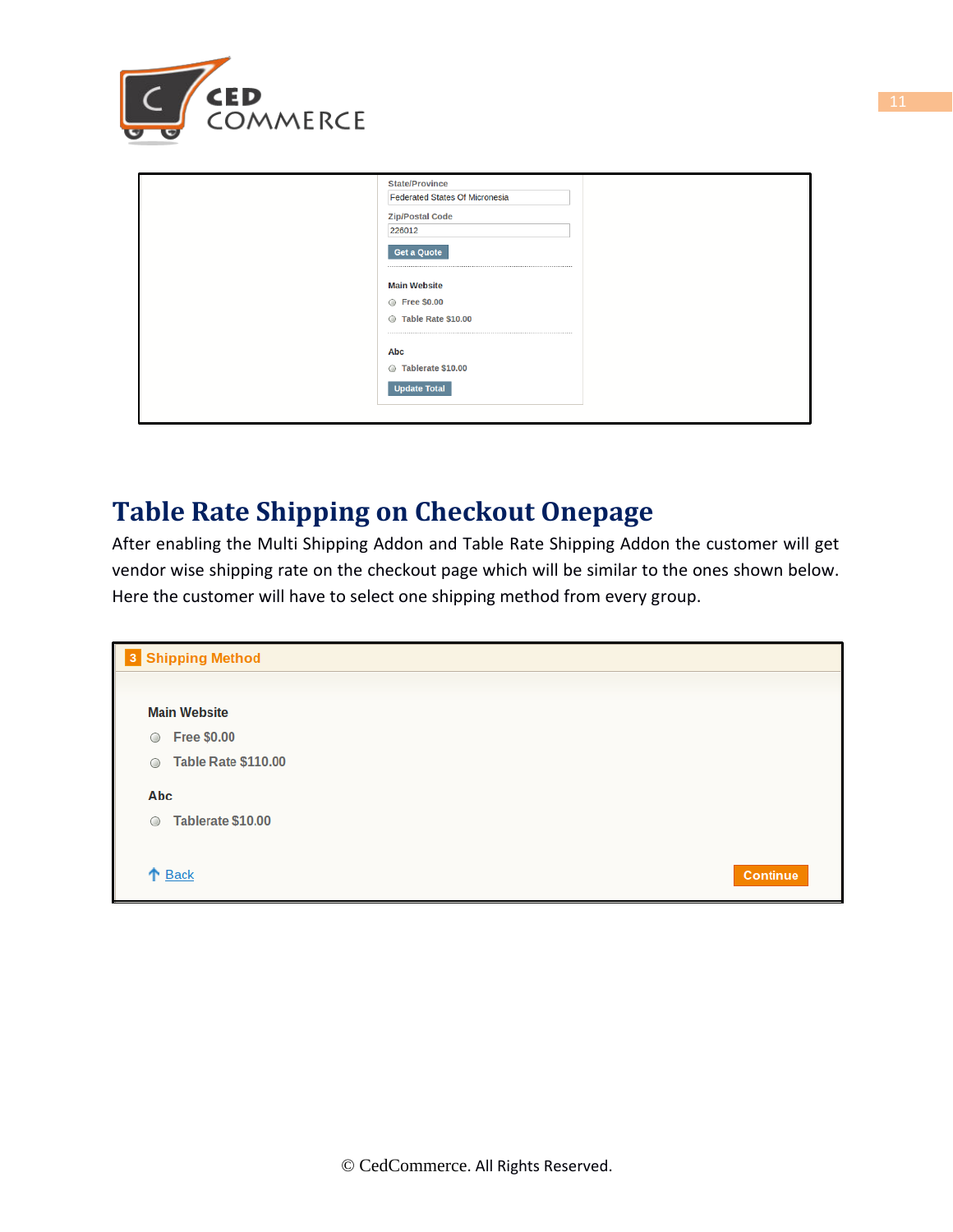State/Province

Federated States Of Micronesia

Zip/Postal Code

226012

Get a Quote

Main Website

- Free $0.00
- Table Rate $10.00

Abc

- Tablerate $10.00

Update Total

## Table Rate Shipping on Checkout Onepage

After enabling the Multi Shipping Addon and Table Rate Shipping Addon the customer will get vendor wise shipping rate on the checkout page which will be similar to the ones shown below. Here the customer will have to select one shipping method from every group.

3 Shipping Method

Main Website

- Free $0.00
- Table Rate $110.00

Abc

- Tablerate $10.00

Back

Continue

© CedCommerce. All Rights Reserved.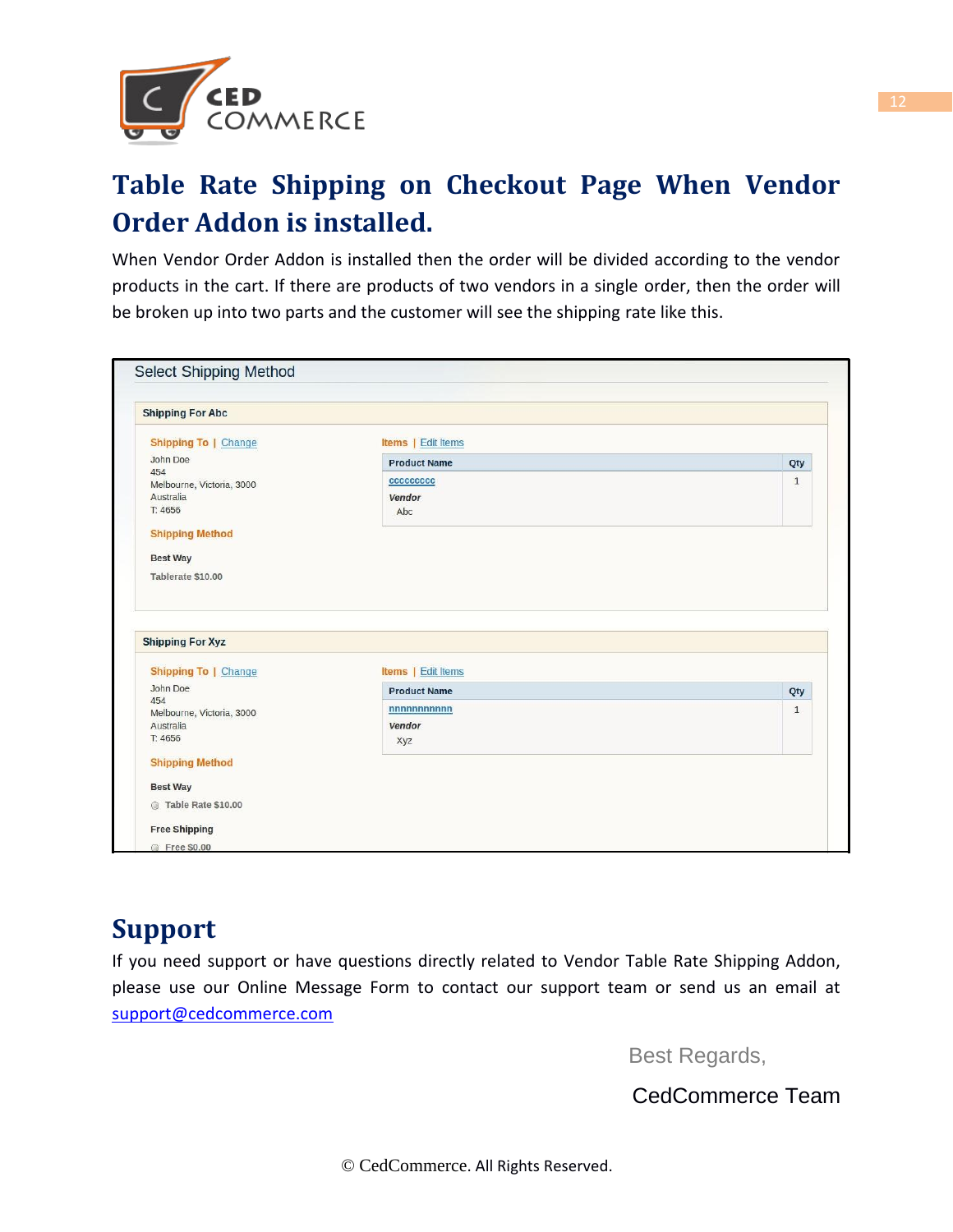# Table Rate Shipping on Checkout Page When Vendor Order Addon is installed.

When Vendor Order Addon is installed then the order will be divided according to the vendor products in the cart. If there are products of two vendors in a single order, then the order will be broken up into two parts and the customer will see the shipping rate like this.

Select Shipping Method

**Shipping For Abc**

Shipping To | Change

John Doe
454
Melbourne, Victoria, 3000
Australia
T: 4656

Shipping Method

Best Way

Tablerate $10.00

Items | Edit Items

| Product Name | Qty |
|---|---|
| ccccccccc<br>*Vendor*<br>Abc | 1 |

**Shipping For Xyz**

Shipping To | Change

John Doe
454
Melbourne, Victoria, 3000
Australia
T: 4656

Shipping Method

Best Way

Table Rate $10.00

Free Shipping

Free $0.00

Items | Edit Items

| Product Name | Qty |
|---|---|
| nnnnnnnnnnn<br>*Vendor*<br>Xyz | 1 |

# Support

If you need support or have questions directly related to Vendor Table Rate Shipping Addon, please use our Online Message Form to contact our support team or send us an email at support@cedcommerce.com

Best Regards,

CedCommerce Team

© CedCommerce. All Rights Reserved.